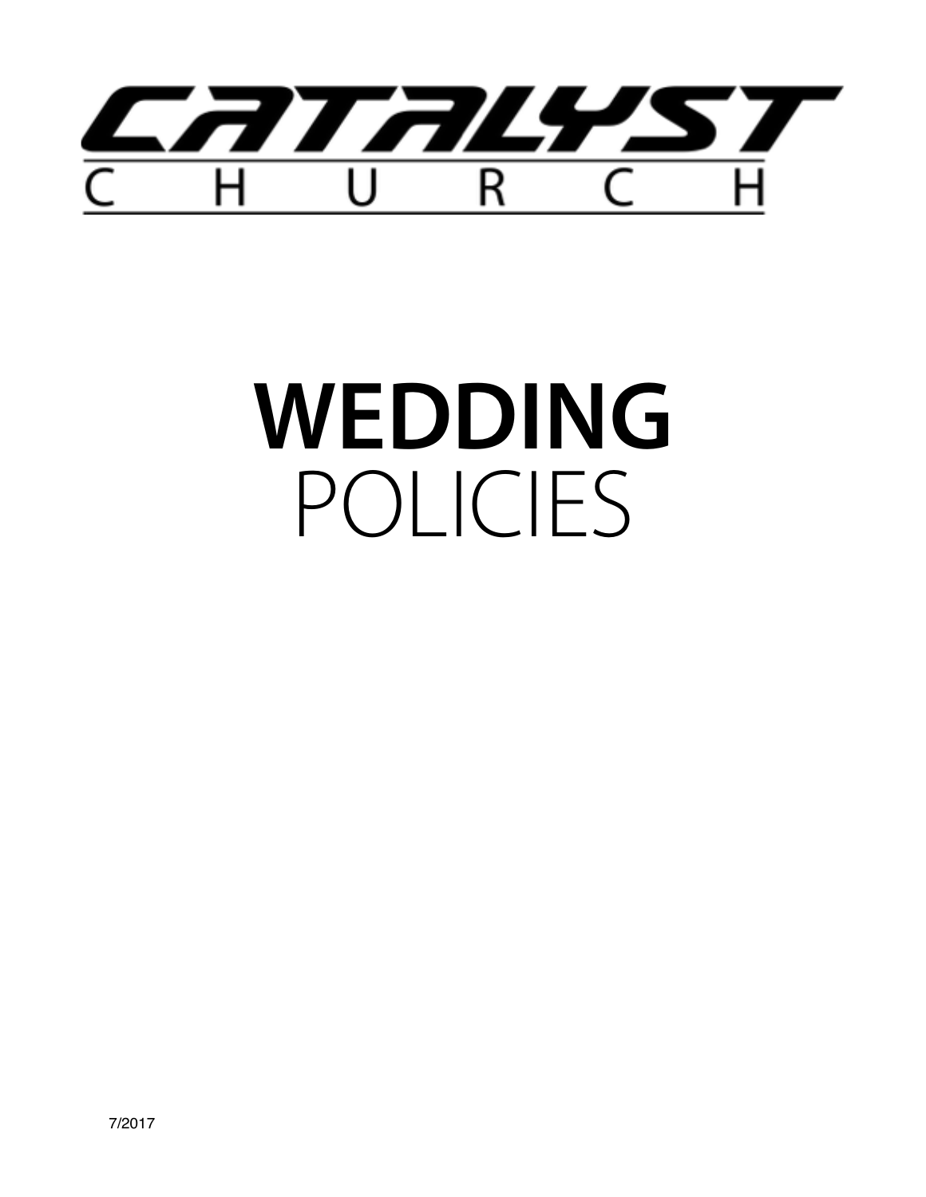CATALYST CHURCH

# WEDDING POLICIES

7/2017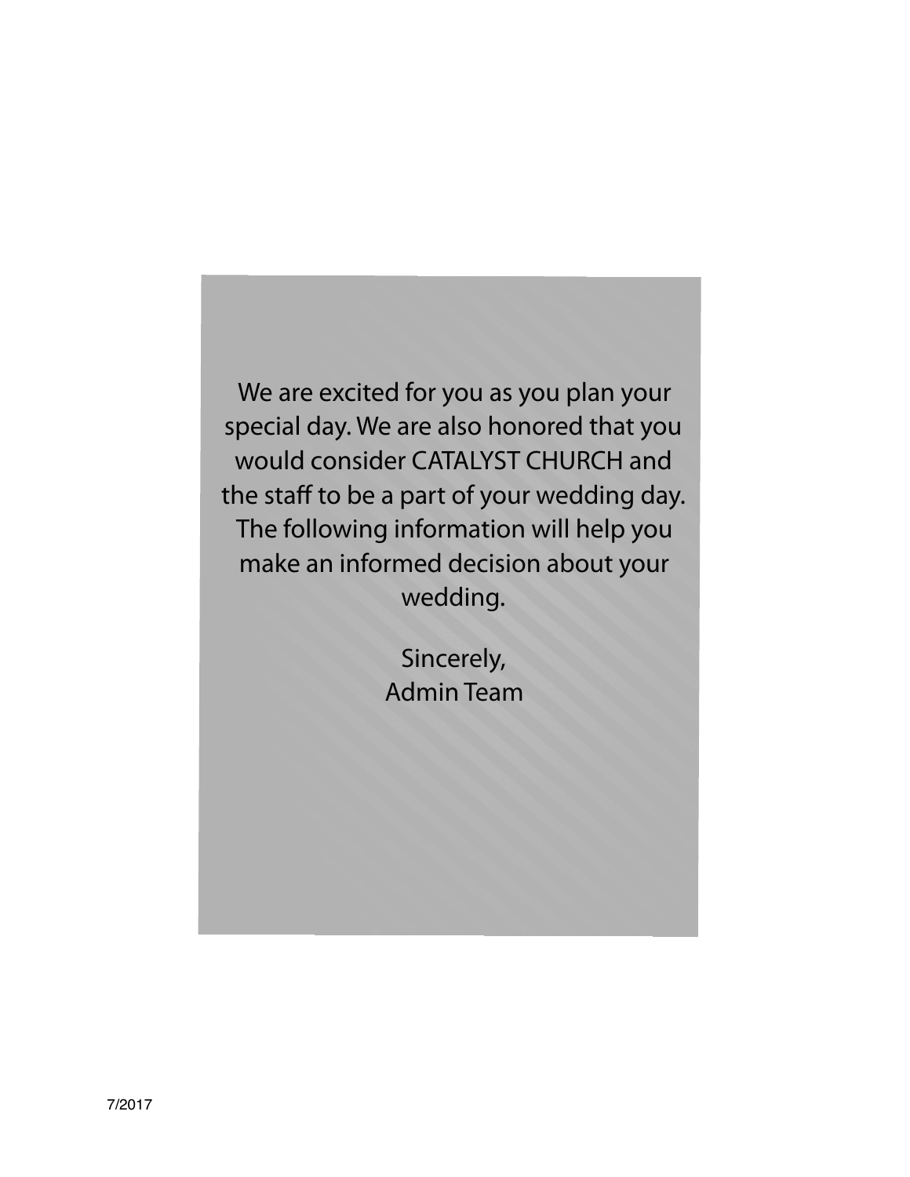We are excited for you as you plan your special day. We are also honored that you would consider CATALYST CHURCH and the staff to be a part of your wedding day. The following information will help you make an informed decision about your wedding.

Sincerely,
Admin Team

7/2017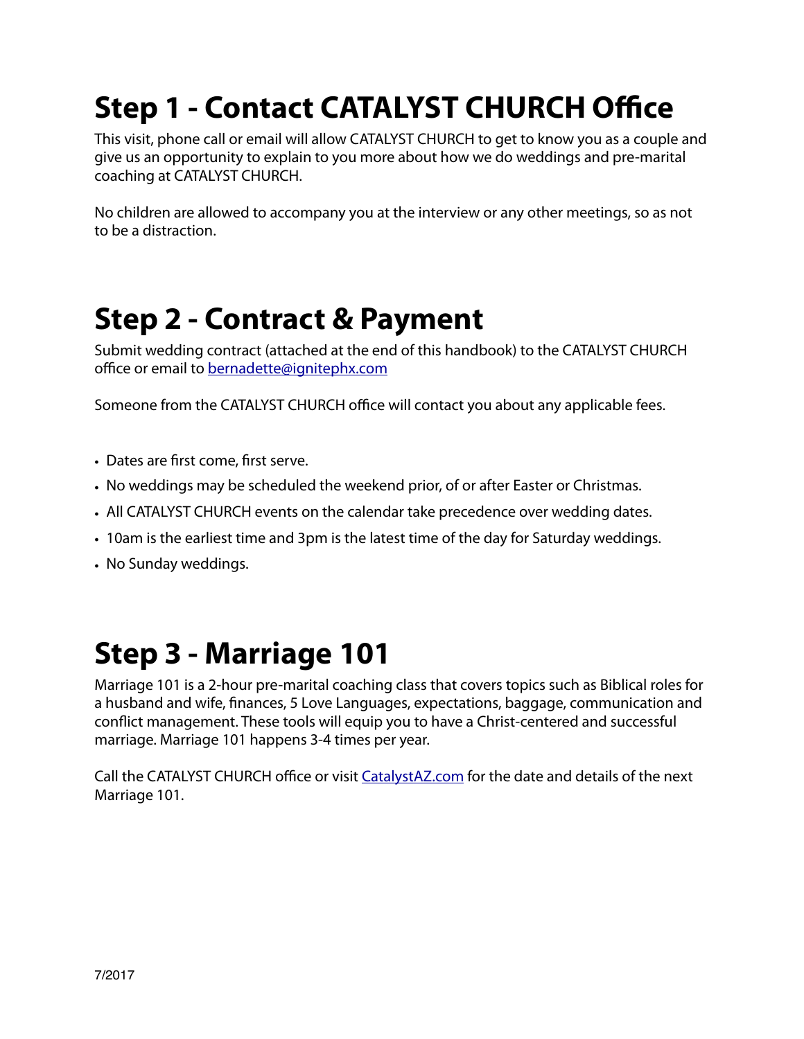# Step 1 - Contact CATALYST CHURCH Office

This visit, phone call or email will allow CATALYST CHURCH to get to know you as a couple and give us an opportunity to explain to you more about how we do weddings and pre-marital coaching at CATALYST CHURCH.

No children are allowed to accompany you at the interview or any other meetings, so as not to be a distraction.

# Step 2 - Contract & Payment

Submit wedding contract (attached at the end of this handbook) to the CATALYST CHURCH office or email to [bernadette@ignitephx.com](mailto:bernadette@ignitephx.com)

Someone from the CATALYST CHURCH office will contact you about any applicable fees.

- Dates are first come, first serve.
- No weddings may be scheduled the weekend prior, of or after Easter or Christmas.
- All CATALYST CHURCH events on the calendar take precedence over wedding dates.
- 10am is the earliest time and 3pm is the latest time of the day for Saturday weddings.
- No Sunday weddings.

# Step 3 - Marriage 101

Marriage 101 is a 2-hour pre-marital coaching class that covers topics such as Biblical roles for a husband and wife, finances, 5 Love Languages, expectations, baggage, communication and conflict management. These tools will equip you to have a Christ-centered and successful marriage. Marriage 101 happens 3-4 times per year.

Call the CATALYST CHURCH office or visit [CatalystAZ.com](http://CatalystAZ.com) for the date and details of the next Marriage 101.

7/2017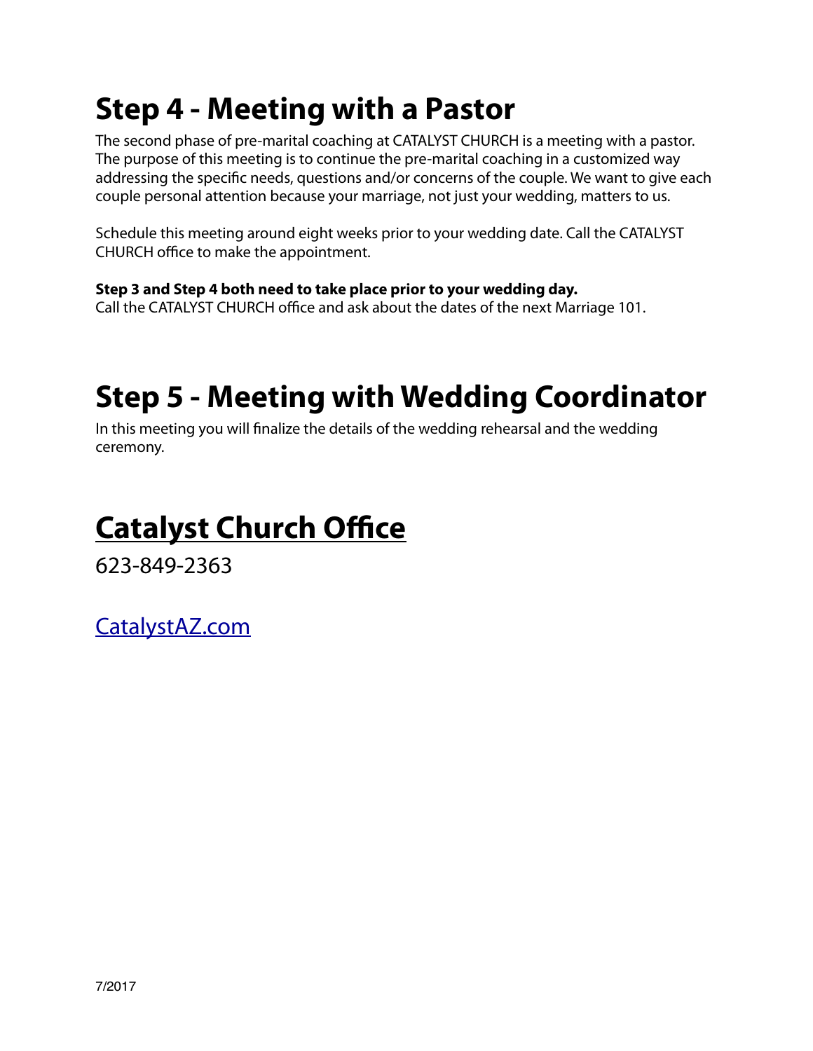# Step 4 - Meeting with a Pastor

The second phase of pre-marital coaching at CATALYST CHURCH is a meeting with a pastor. The purpose of this meeting is to continue the pre-marital coaching in a customized way addressing the specific needs, questions and/or concerns of the couple. We want to give each couple personal attention because your marriage, not just your wedding, matters to us.

Schedule this meeting around eight weeks prior to your wedding date. Call the CATALYST CHURCH office to make the appointment.

**Step 3 and Step 4 both need to take place prior to your wedding day.**
Call the CATALYST CHURCH office and ask about the dates of the next Marriage 101.

# Step 5 - Meeting with Wedding Coordinator

In this meeting you will finalize the details of the wedding rehearsal and the wedding ceremony.

# Catalyst Church Office

623-849-2363

CatalystAZ.com

7/2017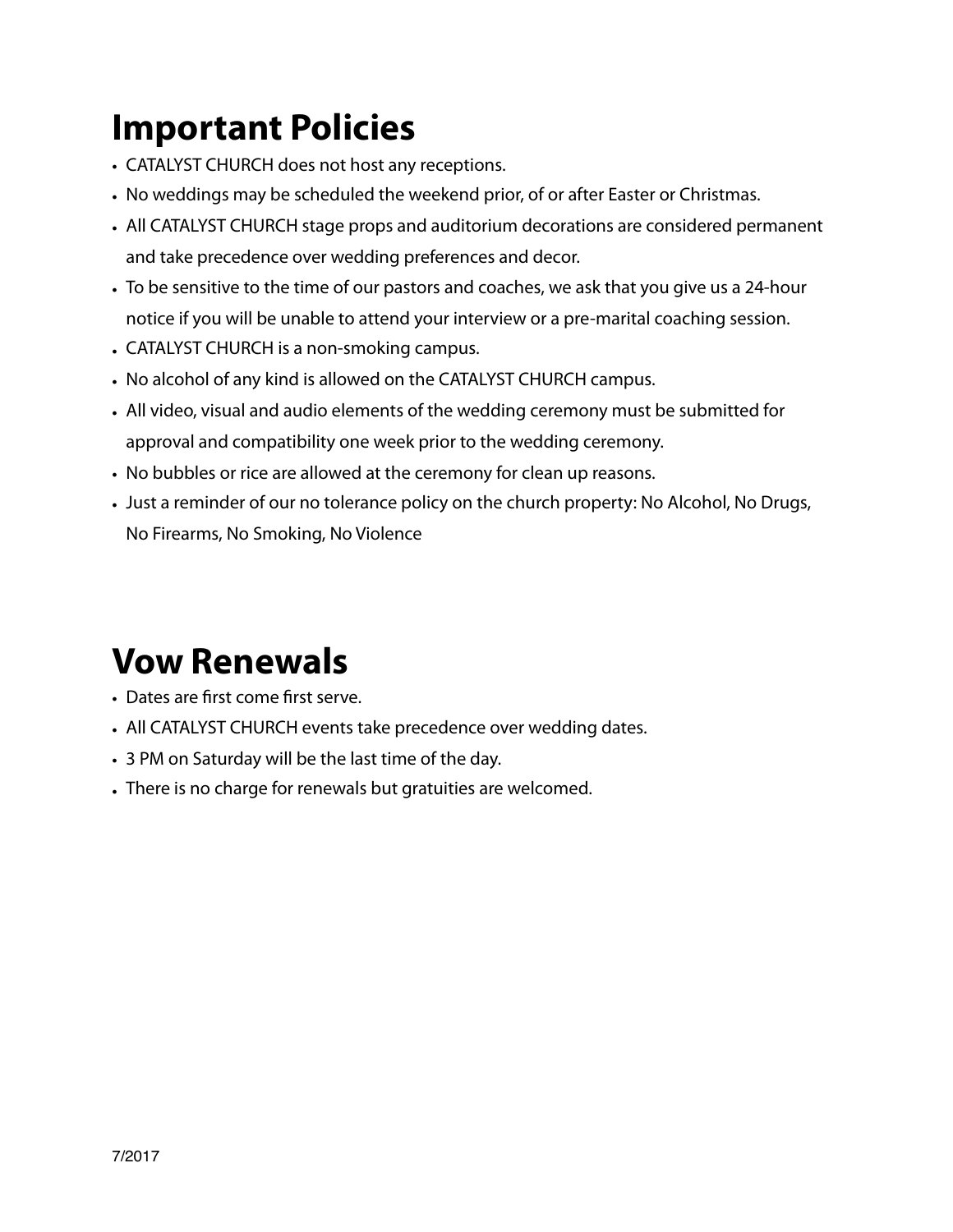# Important Policies

- CATALYST CHURCH does not host any receptions.
- No weddings may be scheduled the weekend prior, of or after Easter or Christmas.
- All CATALYST CHURCH stage props and auditorium decorations are considered permanent and take precedence over wedding preferences and decor.
- To be sensitive to the time of our pastors and coaches, we ask that you give us a 24-hour notice if you will be unable to attend your interview or a pre-marital coaching session.
- CATALYST CHURCH is a non-smoking campus.
- No alcohol of any kind is allowed on the CATALYST CHURCH campus.
- All video, visual and audio elements of the wedding ceremony must be submitted for approval and compatibility one week prior to the wedding ceremony.
- No bubbles or rice are allowed at the ceremony for clean up reasons.
- Just a reminder of our no tolerance policy on the church property: No Alcohol, No Drugs, No Firearms, No Smoking, No Violence

# Vow Renewals

- Dates are first come first serve.
- All CATALYST CHURCH events take precedence over wedding dates.
- 3 PM on Saturday will be the last time of the day.
- There is no charge for renewals but gratuities are welcomed.

7/2017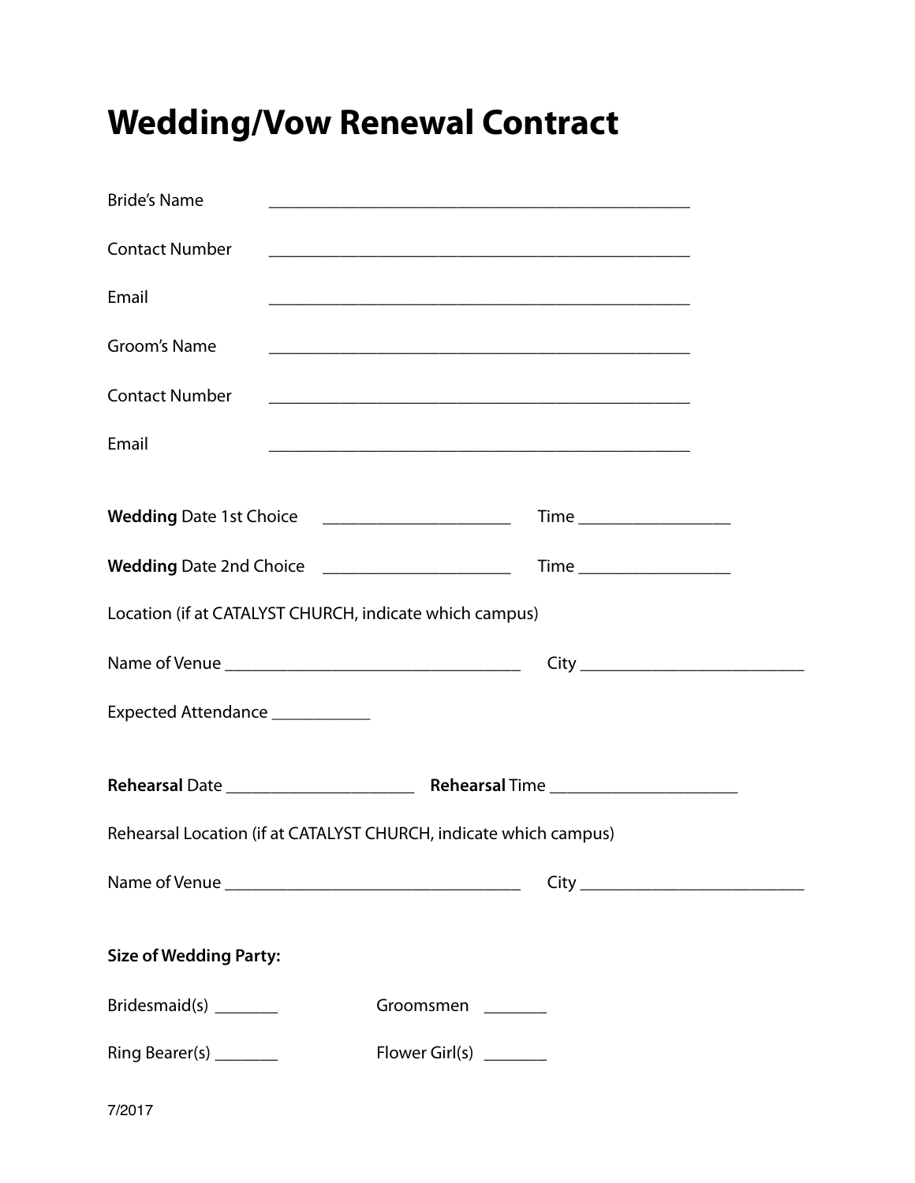# Wedding/Vow Renewal Contract

Bride's Name ______________________________________________

Contact Number ______________________________________________

Email ______________________________________________

Groom's Name ______________________________________________

Contact Number ______________________________________________

Email ______________________________________________

**Wedding** Date 1st Choice ____________________ Time ________________

**Wedding** Date 2nd Choice ____________________ Time ________________

Location (if at CATALYST CHURCH, indicate which campus)

Name of Venue ______________________________ City ______________________

Expected Attendance __________

**Rehearsal** Date ____________________ **Rehearsal** Time ____________________

Rehearsal Location (if at CATALYST CHURCH, indicate which campus)

Name of Venue ______________________________ City ______________________

**Size of Wedding Party:**

Bridesmaid(s) _______ Groomsmen _______

Ring Bearer(s) _______ Flower Girl(s) _______

7/2017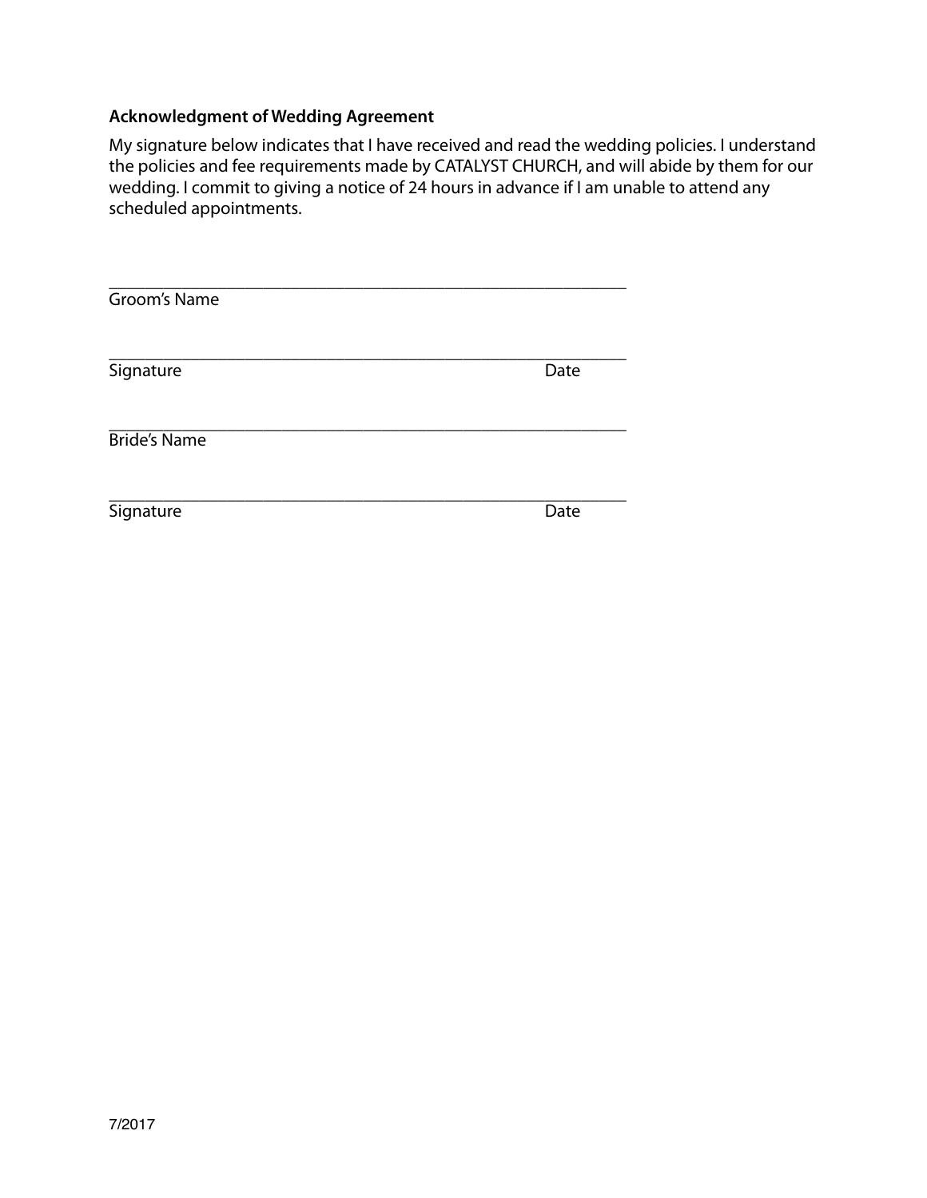**Acknowledgment of Wedding Agreement**

My signature below indicates that I have received and read the wedding policies. I understand the policies and fee requirements made by CATALYST CHURCH, and will abide by them for our wedding. I commit to giving a notice of 24 hours in advance if I am unable to attend any scheduled appointments.

\_\_\_\_\_\_\_\_\_\_\_\_\_\_\_\_\_\_\_\_\_\_\_\_\_\_\_\_\_\_\_\_\_\_\_\_\_\_\_\_\_\_\_\_\_\_\_\_\_\_\_\_\_\_

Groom's Name

\_\_\_\_\_\_\_\_\_\_\_\_\_\_\_\_\_\_\_\_\_\_\_\_\_\_\_\_\_\_\_\_\_\_\_\_\_\_\_\_\_\_\_\_\_\_\_\_\_\_\_\_\_\_

Signature Date

\_\_\_\_\_\_\_\_\_\_\_\_\_\_\_\_\_\_\_\_\_\_\_\_\_\_\_\_\_\_\_\_\_\_\_\_\_\_\_\_\_\_\_\_\_\_\_\_\_\_\_\_\_\_

Bride's Name

\_\_\_\_\_\_\_\_\_\_\_\_\_\_\_\_\_\_\_\_\_\_\_\_\_\_\_\_\_\_\_\_\_\_\_\_\_\_\_\_\_\_\_\_\_\_\_\_\_\_\_\_\_\_

Signature Date

7/2017